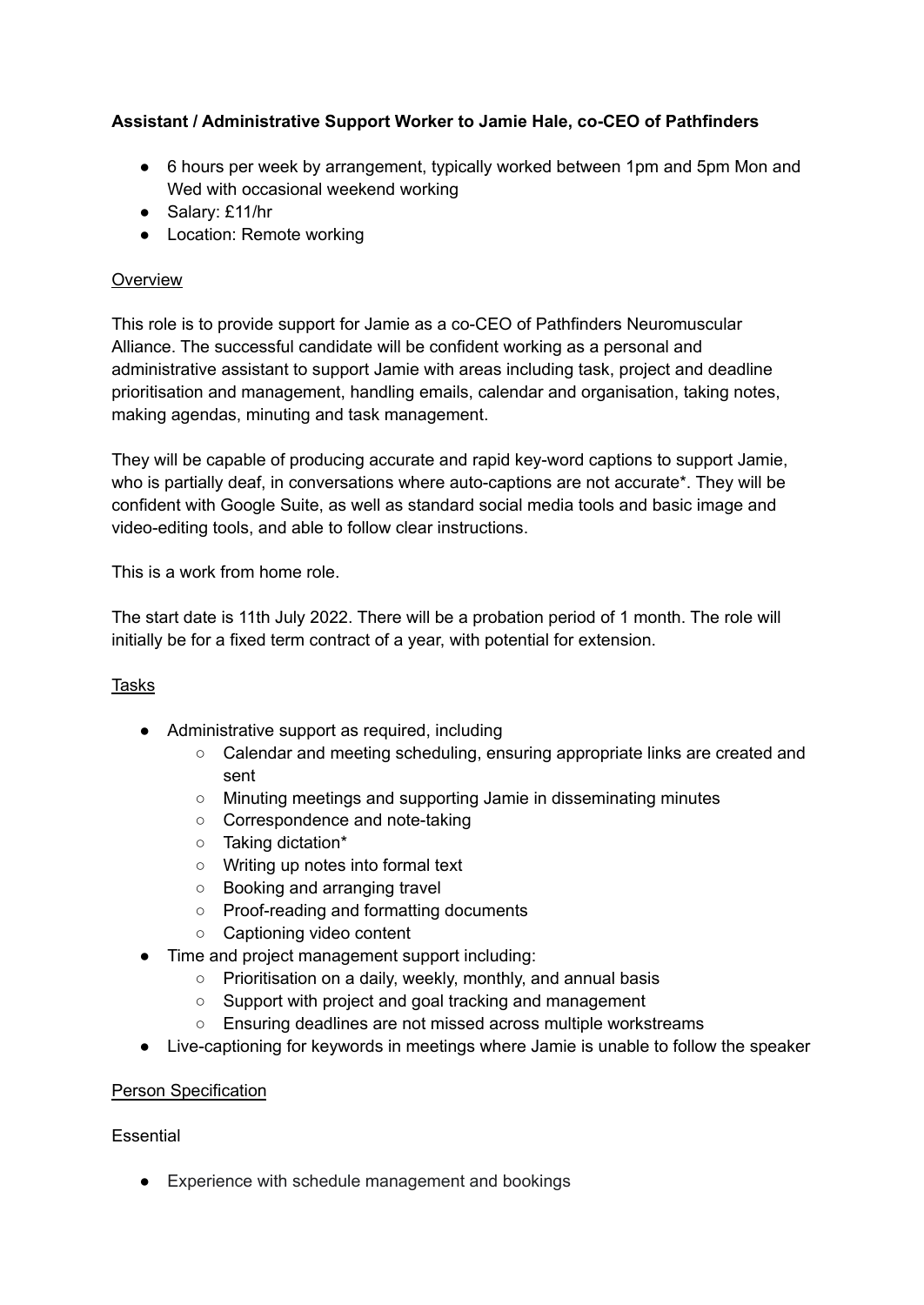**Assistant / Administrative Support Worker to Jamie Hale, co-CEO of Pathfinders**

- 6 hours per week by arrangement, typically worked between 1pm and 5pm Mon and Wed with occasional weekend working
- Salary: £11/hr
- Location: Remote working

<u>Overview</u>

This role is to provide support for Jamie as a co-CEO of Pathfinders Neuromuscular Alliance. The successful candidate will be confident working as a personal and administrative assistant to support Jamie with areas including task, project and deadline prioritisation and management, handling emails, calendar and organisation, taking notes, making agendas, minuting and task management.

They will be capable of producing accurate and rapid key-word captions to support Jamie, who is partially deaf, in conversations where auto-captions are not accurate*. They will be confident with Google Suite, as well as standard social media tools and basic image and video-editing tools, and able to follow clear instructions.

This is a work from home role.

The start date is 11th July 2022. There will be a probation period of 1 month. The role will initially be for a fixed term contract of a year, with potential for extension.

<u>Tasks</u>

- Administrative support as required, including
  - Calendar and meeting scheduling, ensuring appropriate links are created and sent
  - Minuting meetings and supporting Jamie in disseminating minutes
  - Correspondence and note-taking
  - Taking dictation*
  - Writing up notes into formal text
  - Booking and arranging travel
  - Proof-reading and formatting documents
  - Captioning video content
- Time and project management support including:
  - Prioritisation on a daily, weekly, monthly, and annual basis
  - Support with project and goal tracking and management
  - Ensuring deadlines are not missed across multiple workstreams
- Live-captioning for keywords in meetings where Jamie is unable to follow the speaker

<u>Person Specification</u>

Essential

- Experience with schedule management and bookings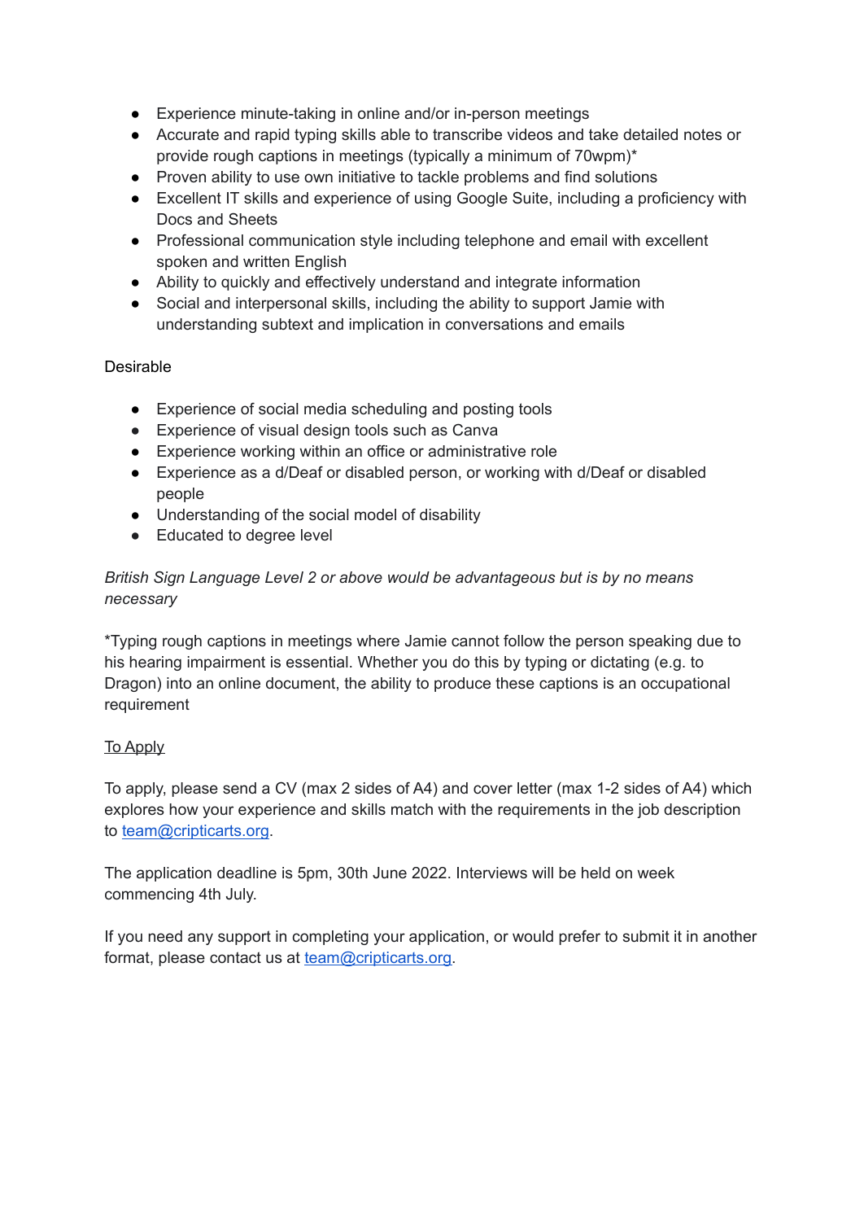- Experience minute-taking in online and/or in-person meetings
- Accurate and rapid typing skills able to transcribe videos and take detailed notes or provide rough captions in meetings (typically a minimum of 70wpm)*
- Proven ability to use own initiative to tackle problems and find solutions
- Excellent IT skills and experience of using Google Suite, including a proficiency with Docs and Sheets
- Professional communication style including telephone and email with excellent spoken and written English
- Ability to quickly and effectively understand and integrate information
- Social and interpersonal skills, including the ability to support Jamie with understanding subtext and implication in conversations and emails

Desirable

- Experience of social media scheduling and posting tools
- Experience of visual design tools such as Canva
- Experience working within an office or administrative role
- Experience as a d/Deaf or disabled person, or working with d/Deaf or disabled people
- Understanding of the social model of disability
- Educated to degree level

*British Sign Language Level 2 or above would be advantageous but is by no means necessary*

*Typing rough captions in meetings where Jamie cannot follow the person speaking due to his hearing impairment is essential. Whether you do this by typing or dictating (e.g. to Dragon) into an online document, the ability to produce these captions is an occupational requirement

<u>To Apply</u>

To apply, please send a CV (max 2 sides of A4) and cover letter (max 1-2 sides of A4) which explores how your experience and skills match with the requirements in the job description to [team@cripticarts.org](mailto:team@cripticarts.org).

The application deadline is 5pm, 30th June 2022. Interviews will be held on week commencing 4th July.

If you need any support in completing your application, or would prefer to submit it in another format, please contact us at [team@cripticarts.org](mailto:team@cripticarts.org).